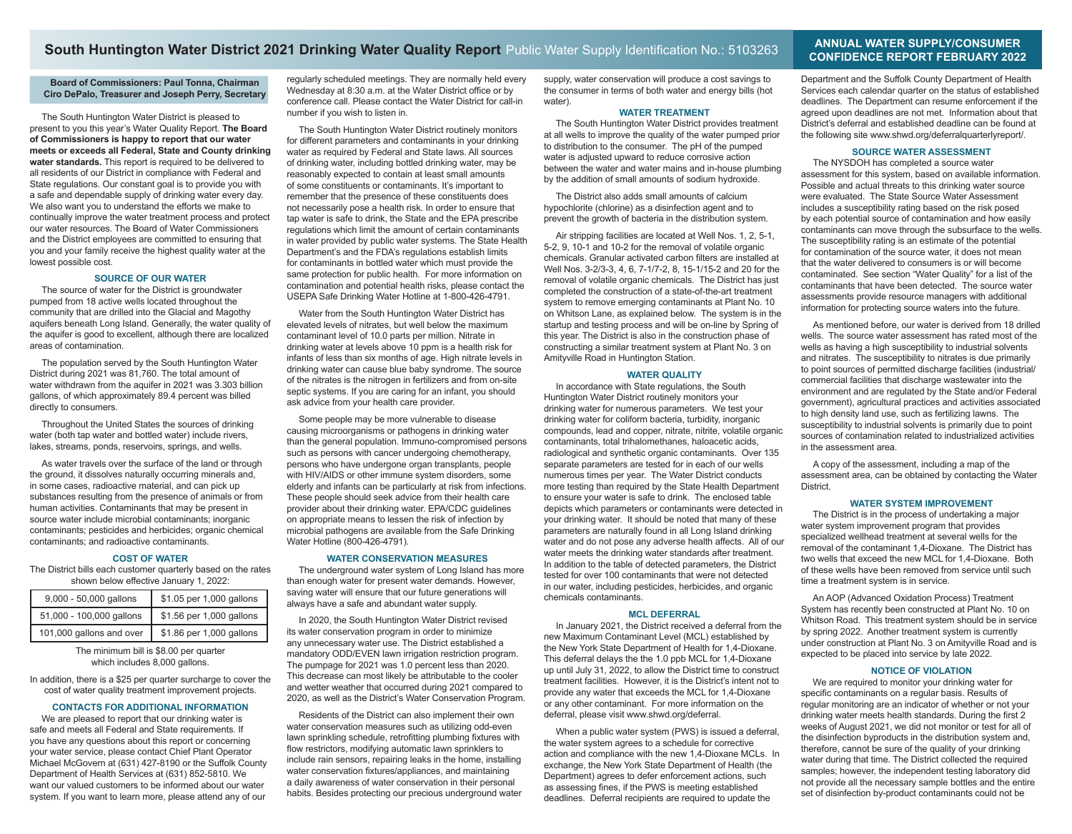# South Huntington Water District 2021 Drinking Water Quality Report

Public Water Supply Identification No.: 5103263

## ANNUAL WATER SUPPLY/CONSUMER CONFIDENCE REPORT FEBRUARY 2022

**Board of Commissioners: Paul Tonna, Chairman**
**Ciro DePalo, Treasurer and Joseph Perry, Secretary**

The South Huntington Water District is pleased to present to you this year's Water Quality Report. **The Board of Commissioners is happy to report that our water meets or exceeds all Federal, State and County drinking water standards.** This report is required to be delivered to all residents of our District in compliance with Federal and State regulations. Our constant goal is to provide you with a safe and dependable supply of drinking water every day. We also want you to understand the efforts we make to continually improve the water treatment process and protect our water resources. The Board of Water Commissioners and the District employees are committed to ensuring that you and your family receive the highest quality water at the lowest possible cost.

### SOURCE OF OUR WATER

The source of water for the District is groundwater pumped from 18 active wells located throughout the community that are drilled into the Glacial and Magothy aquifers beneath Long Island. Generally, the water quality of the aquifer is good to excellent, although there are localized areas of contamination.

The population served by the South Huntington Water District during 2021 was 81,760. The total amount of water withdrawn from the aquifer in 2021 was 3.303 billion gallons, of which approximately 89.4 percent was billed directly to consumers.

Throughout the United States the sources of drinking water (both tap water and bottled water) include rivers, lakes, streams, ponds, reservoirs, springs, and wells.

As water travels over the surface of the land or through the ground, it dissolves naturally occurring minerals and, in some cases, radioactive material, and can pick up substances resulting from the presence of animals or from human activities. Contaminants that may be present in source water include microbial contaminants; inorganic contaminants; pesticides and herbicides; organic chemical contaminants; and radioactive contaminants.

### COST OF WATER

The District bills each customer quarterly based on the rates shown below effective January 1, 2022:

| | |
|---|---|
| 9,000 - 50,000 gallons | $1.05 per 1,000 gallons |
| 51,000 - 100,000 gallons | $1.56 per 1,000 gallons |
| 101,000 gallons and over | $1.86 per 1,000 gallons |

The minimum bill is $8.00 per quarter which includes 8,000 gallons.

In addition, there is a $25 per quarter surcharge to cover the cost of water quality treatment improvement projects.

### CONTACTS FOR ADDITIONAL INFORMATION

We are pleased to report that our drinking water is safe and meets all Federal and State requirements. If you have any questions about this report or concerning your water service, please contact Chief Plant Operator Michael McGovern at (631) 427-8190 or the Suffolk County Department of Health Services at (631) 852-5810. We want our valued customers to be informed about our water system. If you want to learn more, please attend any of our regularly scheduled meetings. They are normally held every Wednesday at 8:30 a.m. at the Water District office or by conference call. Please contact the Water District for call-in number if you wish to listen in.

The South Huntington Water District routinely monitors for different parameters and contaminants in your drinking water as required by Federal and State laws. All sources of drinking water, including bottled drinking water, may be reasonably expected to contain at least small amounts of some constituents or contaminants. It's important to remember that the presence of these constituents does not necessarily pose a health risk. In order to ensure that tap water is safe to drink, the State and the EPA prescribe regulations which limit the amount of certain contaminants in water provided by public water systems. The State Health Department's and the FDA's regulations establish limits for contaminants in bottled water which must provide the same protection for public health. For more information on contamination and potential health risks, please contact the USEPA Safe Drinking Water Hotline at 1-800-426-4791.

Water from the South Huntington Water District has elevated levels of nitrates, but well below the maximum contaminant level of 10.0 parts per million. Nitrate in drinking water at levels above 10 ppm is a health risk for infants of less than six months of age. High nitrate levels in drinking water can cause blue baby syndrome. The source of the nitrates is the nitrogen in fertilizers and from on-site septic systems. If you are caring for an infant, you should ask advice from your health care provider.

Some people may be more vulnerable to disease causing microorganisms or pathogens in drinking water than the general population. Immuno-compromised persons such as persons with cancer undergoing chemotherapy, persons who have undergone organ transplants, people with HIV/AIDS or other immune system disorders, some elderly and infants can be particularly at risk from infections. These people should seek advice from their health care provider about their drinking water. EPA/CDC guidelines on appropriate means to lessen the risk of infection by microbial pathogens are available from the Safe Drinking Water Hotline (800-426-4791).

### WATER CONSERVATION MEASURES

The underground water system of Long Island has more than enough water for present water demands. However, saving water will ensure that our future generations will always have a safe and abundant water supply.

In 2020, the South Huntington Water District revised its water conservation program in order to minimize any unnecessary water use. The District established a mandatory ODD/EVEN lawn irrigation restriction program. The pumpage for 2021 was 1.0 percent less than 2020. This decrease can most likely be attributable to the cooler and wetter weather that occurred during 2021 compared to 2020, as well as the District's Water Conservation Program.

Residents of the District can also implement their own water conservation measures such as utilizing odd-even lawn sprinkling schedule, retrofitting plumbing fixtures with flow restrictors, modifying automatic lawn sprinklers to include rain sensors, repairing leaks in the home, installing water conservation fixtures/appliances, and maintaining a daily awareness of water conservation in their personal habits. Besides protecting our precious underground water supply, water conservation will produce a cost savings to the consumer in terms of both water and energy bills (hot water).

### WATER TREATMENT

The South Huntington Water District provides treatment at all wells to improve the quality of the water pumped prior to distribution to the consumer. The pH of the pumped water is adjusted upward to reduce corrosive action between the water and water mains and in-house plumbing by the addition of small amounts of sodium hydroxide.

The District also adds small amounts of calcium hypochlorite (chlorine) as a disinfection agent and to prevent the growth of bacteria in the distribution system.

Air stripping facilities are located at Well Nos. 1, 2, 5-1, 5-2, 9, 10-1 and 10-2 for the removal of volatile organic chemicals. Granular activated carbon filters are installed at Well Nos. 3-2/3-3, 4, 6, 7-1/7-2, 8, 15-1/15-2 and 20 for the removal of volatile organic chemicals. The District has just completed the construction of a state-of-the-art treatment system to remove emerging contaminants at Plant No. 10 on Whitson Lane, as explained below. The system is in the startup and testing process and will be on-line by Spring of this year. The District is also in the construction phase of constructing a similar treatment system at Plant No. 3 on Amityville Road in Huntington Station.

### WATER QUALITY

In accordance with State regulations, the South Huntington Water District routinely monitors your drinking water for numerous parameters. We test your drinking water for coliform bacteria, turbidity, inorganic compounds, lead and copper, nitrate, nitrite, volatile organic contaminants, total trihalomethanes, haloacetic acids, radiological and synthetic organic contaminants. Over 135 separate parameters are tested for in each of our wells numerous times per year. The Water District conducts more testing than required by the State Health Department to ensure your water is safe to drink. The enclosed table depicts which parameters or contaminants were detected in your drinking water. It should be noted that many of these parameters are naturally found in all Long Island drinking water and do not pose any adverse health affects. All of our water meets the drinking water standards after treatment. In addition to the table of detected parameters, the District tested for over 100 contaminants that were not detected in our water, including pesticides, herbicides, and organic chemicals contaminants.

### MCL DEFERRAL

In January 2021, the District received a deferral from the new Maximum Contaminant Level (MCL) established by the New York State Department of Health for 1,4-Dioxane. This deferral delays the the 1.0 ppb MCL for 1,4-Dioxane up until July 31, 2022, to allow the District time to construct treatment facilities. However, it is the District's intent not to provide any water that exceeds the MCL for 1,4-Dioxane or any other contaminant. For more information on the deferral, please visit www.shwd.org/deferral.

When a public water system (PWS) is issued a deferral, the water system agrees to a schedule for corrective action and compliance with the new 1,4-Dioxane MCLs. In exchange, the New York State Department of Health (the Department) agrees to defer enforcement actions, such as assessing fines, if the PWS is meeting established deadlines. Deferral recipients are required to update the Department and the Suffolk County Department of Health Services each calendar quarter on the status of established deadlines. The Department can resume enforcement if the agreed upon deadlines are not met. Information about that District's deferral and established deadline can be found at the following site www.shwd.org/deferralquarterlyreport/.

### SOURCE WATER ASSESSMENT

The NYSDOH has completed a source water assessment for this system, based on available information. Possible and actual threats to this drinking water source were evaluated. The State Source Water Assessment includes a susceptibility rating based on the risk posed by each potential source of contamination and how easily contaminants can move through the subsurface to the wells. The susceptibility rating is an estimate of the potential for contamination of the source water, it does not mean that the water delivered to consumers is or will become contaminated. See section "Water Quality" for a list of the contaminants that have been detected. The source water assessments provide resource managers with additional information for protecting source waters into the future.

As mentioned before, our water is derived from 18 drilled wells. The source water assessment has rated most of the wells as having a high susceptibility to industrial solvents and nitrates. The susceptibility to nitrates is due primarily to point sources of permitted discharge facilities (industrial/commercial facilities that discharge wastewater into the environment and are regulated by the State and/or Federal government), agricultural practices and activities associated to high density land use, such as fertilizing lawns. The susceptibility to industrial solvents is primarily due to point sources of contamination related to industrialized activities in the assessment area.

A copy of the assessment, including a map of the assessment area, can be obtained by contacting the Water District.

### WATER SYSTEM IMPROVEMENT

The District is in the process of undertaking a major water system improvement program that provides specialized wellhead treatment at several wells for the removal of the contaminant 1,4-Dioxane. The District has two wells that exceed the new MCL for 1,4-Dioxane. Both of these wells have been removed from service until such time a treatment system is in service.

An AOP (Advanced Oxidation Process) Treatment System has recently been constructed at Plant No. 10 on Whitson Road. This treatment system should be in service by spring 2022. Another treatment system is currently under construction at Plant No. 3 on Amityville Road and is expected to be placed into service by late 2022.

### NOTICE OF VIOLATION

We are required to monitor your drinking water for specific contaminants on a regular basis. Results of regular monitoring are an indicator of whether or not your drinking water meets health standards. During the first 2 weeks of August 2021, we did not monitor or test for all of the disinfection byproducts in the distribution system and, therefore, cannot be sure of the quality of your drinking water during that time. The District collected the required samples; however, the independent testing laboratory did not provide all the necessary sample bottles and the entire set of disinfection by-product contaminants could not be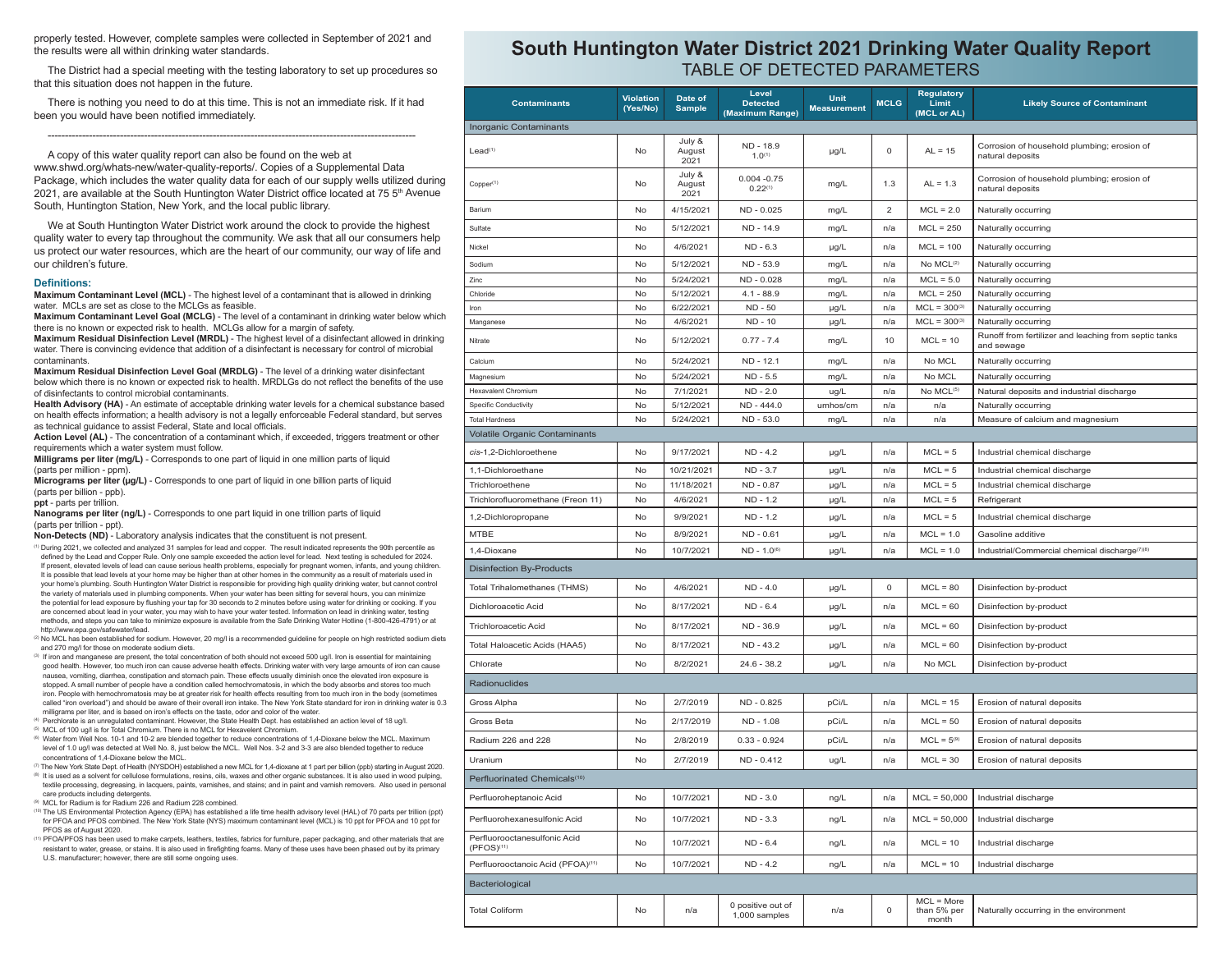properly tested. However, complete samples were collected in September of 2021 and the results were all within drinking water standards.

The District had a special meeting with the testing laboratory to set up procedures so that this situation does not happen in the future.

There is nothing you need to do at this time. This is not an immediate risk. If it had been you would have been notified immediately.

---

A copy of this water quality report can also be found on the web at www.shwd.org/whats-new/water-quality-reports/. Copies of a Supplemental Data Package, which includes the water quality data for each of our supply wells utilized during 2021, are available at the South Huntington Water District office located at 75 5th Avenue South, Huntington Station, New York, and the local public library.

We at South Huntington Water District work around the clock to provide the highest quality water to every tap throughout the community. We ask that all our consumers help us protect our water resources, which are the heart of our community, our way of life and our children's future.

### Definitions:

**Maximum Contaminant Level (MCL)** - The highest level of a contaminant that is allowed in drinking water. MCLs are set as close to the MCLGs as feasible.
**Maximum Contaminant Level Goal (MCLG)** - The level of a contaminant in drinking water below which there is no known or expected risk to health. MCLGs allow for a margin of safety.
**Maximum Residual Disinfection Level (MRDL)** - The highest level of a disinfectant allowed in drinking water. There is convincing evidence that addition of a disinfectant is necessary for control of microbial contaminants.
**Maximum Residual Disinfection Level Goal (MRDLG)** - The level of a drinking water disinfectant below which there is no known or expected risk to health. MRDLGs do not reflect the benefits of the use of disinfectants to control microbial contaminants.
**Health Advisory (HA)** - An estimate of acceptable drinking water levels for a chemical substance based on health effects information; a health advisory is not a legally enforceable Federal standard, but serves as technical guidance to assist Federal, State and local officials.
**Action Level (AL)** - The concentration of a contaminant which, if exceeded, triggers treatment or other requirements which a water system must follow.
**Milligrams per liter (mg/L)** - Corresponds to one part of liquid in one million parts of liquid (parts per million - ppm).
**Micrograms per liter (μg/L)** - Corresponds to one part of liquid in one billion parts of liquid (parts per billion - ppb).
**ppt** - parts per trillion.
**Nanograms per liter (ng/L)** - Corresponds to one part liquid in one trillion parts of liquid (parts per trillion - ppt).
**Non-Detects (ND)** - Laboratory analysis indicates that the constituent is not present.

[1] During 2021, we collected and analyzed 31 samples for lead and copper. The result indicated represents the 90th percentile as defined by the Lead and Copper Rule. Only one sample exceeded the action level for lead. Next testing is scheduled for 2024. If present, elevated levels of lead can cause serious health problems, especially for pregnant women, infants, and young children. It is possible that lead levels at your home may be higher than at other homes in the community as a result of materials used in your home's plumbing. South Huntington Water District is responsible for providing high quality drinking water, but cannot control the variety of materials used in plumbing components. When your water has been sitting for several hours, you can minimize the potential for lead exposure by flushing your tap for 30 seconds to 2 minutes before using water for drinking or cooking. If you are concerned about lead in your water, you may wish to have your water tested. Information on lead in drinking water, testing methods, and steps you can take to minimize exposure is available from the Safe Drinking Water Hotline (1-800-426-4791) or at http://www.epa.gov/safewater/lead.
[2] No MCL has been established for sodium. However, 20 mg/l is a recommended guideline for people on high restricted sodium diets and 270 mg/l for those on moderate sodium diets.
[3] If iron and manganese are present, the total concentration of both should not exceed 500 ug/l. Iron is essential for maintaining good health. However, too much iron can cause adverse health effects. Drinking water with very large amounts of iron can cause nausea, vomiting, diarrhea, constipation and stomach pain. These effects usually diminish once the elevated iron exposure is stopped. A small number of people have a condition called hemochromatosis, in which the body absorbs and stores too much iron. People with hemochromatosis may be at greater risk for health effects resulting from too much iron in the body (sometimes called "iron overload") and should be aware of their overall iron intake. The New York State standard for iron in drinking water is 0.3 milligrams per liter, and is based on iron's effects on the taste, odor and color of the water.
[4] Perchlorate is an unregulated contaminant. However, the State Health Dept. has established an action level of 18 ug/l.
[5] MCL of 100 ug/l is for Total Chromium. There is no MCL for Hexavalent Chromium.
[6] Water from Well Nos. 10-1 and 10-2 are blended together to reduce concentrations of 1,4-Dioxane below the MCL. Maximum level of 1.0 ug/l was detected at Well No. 8, just below the MCL. Well Nos. 3-2 and 3-3 are also blended together to reduce concentrations of 1,4-Dioxane below the MCL.
[7] The New York State Dept. of Health (NYSDOH) established a new MCL for 1,4-dioxane at 1 part per billion (ppb) starting in August 2020.
[8] It is used as a solvent for cellulose formulations, resins, oils, waxes and other organic substances. It is also used in wood pulping, textile processing, degreasing, in lacquers, paints, varnishes, and stains; and in paint and varnish removers. Also used in personal care products including detergents.
[9] MCL for Radium is for Radium 226 and Radium 228 combined.
[10] The US Environmental Protection Agency (EPA) has established a life time health advisory level (HAL) of 70 parts per trillion (ppt) for PFOA and PFOS combined. The New York State (NYS) maximum contaminant level (MCL) is 10 ppt for PFOA and 10 ppt for PFOS as of August 2020.
[11] PFOA/PFOS has been used to make carpets, leathers, textiles, fabrics for furniture, paper packaging, and other materials that are resistant to water, grease, or stains. It is also used in firefighting foams. Many of these uses have been phased out by its primary U.S. manufacturer; however, there are still some ongoing uses.

# South Huntington Water District 2021 Drinking Water Quality Report

## TABLE OF DETECTED PARAMETERS

| Contaminants | Violation (Yes/No) | Date of Sample | Level Detected (Maximum Range) | Unit Measurement | MCLG | Regulatory Limit (MCL or AL) | Likely Source of Contaminant |
|---|---|---|---|---|---|---|---|
| **Inorganic Contaminants** | | | | | | | |
| Lead[1] | No | July & August 2021 | ND - 18.9 1.0[1] | μg/L | 0 | AL = 15 | Corrosion of household plumbing; erosion of natural deposits |
| Copper[1] | No | July & August 2021 | 0.004 -0.75 0.22[1] | mg/L | 1.3 | AL = 1.3 | Corrosion of household plumbing; erosion of natural deposits |
| Barium | No | 4/15/2021 | ND - 0.025 | mg/L | 2 | MCL = 2.0 | Naturally occurring |
| Sulfate | No | 5/12/2021 | ND - 14.9 | mg/L | n/a | MCL = 250 | Naturally occurring |
| Nickel | No | 4/6/2021 | ND - 6.3 | μg/L | n/a | MCL = 100 | Naturally occurring |
| Sodium | No | 5/12/2021 | ND - 53.9 | mg/L | n/a | No MCL[2] | Naturally occurring |
| Zinc | No | 5/24/2021 | ND - 0.028 | mg/L | n/a | MCL = 5.0 | Naturally occurring |
| Chloride | No | 5/12/2021 | 4.1 - 88.9 | mg/L | n/a | MCL = 250 | Naturally occurring |
| Iron | No | 6/22/2021 | ND - 50 | μg/L | n/a | MCL = 300[3] | Naturally occurring |
| Manganese | No | 4/6/2021 | ND - 10 | μg/L | n/a | MCL = 300[3] | Naturally occurring |
| Nitrate | No | 5/12/2021 | 0.77 - 7.4 | mg/L | 10 | MCL = 10 | Runoff from fertilizer and leaching from septic tanks and sewage |
| Calcium | No | 5/24/2021 | ND - 12.1 | mg/L | n/a | No MCL | Naturally occurring |
| Magnesium | No | 5/24/2021 | ND - 5.5 | mg/L | n/a | No MCL | Naturally occurring |
| Hexavalent Chromium | No | 7/1/2021 | ND - 2.0 | ug/L | n/a | No MCL[5] | Natural deposits and industrial discharge |
| Specific Conductivity | No | 5/12/2021 | ND - 444.0 | umhos/cm | n/a | n/a | Naturally occurring |
| Total Hardness | No | 5/24/2021 | ND - 53.0 | mg/L | n/a | n/a | Measure of calcium and magnesium |
| **Volatile Organic Contaminants** | | | | | | | |
| *cis*-1,2-Dichloroethene | No | 9/17/2021 | ND - 4.2 | μg/L | n/a | MCL = 5 | Industrial chemical discharge |
| 1,1-Dichloroethane | No | 10/21/2021 | ND - 3.7 | μg/L | n/a | MCL = 5 | Industrial chemical discharge |
| Trichloroethene | No | 11/18/2021 | ND - 0.87 | μg/L | n/a | MCL = 5 | Industrial chemical discharge |
| Trichlorofluoromethane (Freon 11) | No | 4/6/2021 | ND - 1.2 | μg/L | n/a | MCL = 5 | Refrigerant |
| 1,2-Dichloropropane | No | 9/9/2021 | ND - 1.2 | μg/L | n/a | MCL = 5 | Industrial chemical discharge |
| MTBE | No | 8/9/2021 | ND - 0.61 | μg/L | n/a | MCL = 1.0 | Gasoline additive |
| 1,4-Dioxane | No | 10/7/2021 | ND - 1.0[6] | μg/L | n/a | MCL = 1.0 | Industrial/Commercial chemical discharge[7][8] |
| **Disinfection By-Products** | | | | | | | |
| Total Trihalomethanes (THMS) | No | 4/6/2021 | ND - 4.0 | μg/L | 0 | MCL = 80 | Disinfection by-product |
| Dichloroacetic Acid | No | 8/17/2021 | ND - 6.4 | μg/L | n/a | MCL = 60 | Disinfection by-product |
| Trichloroacetic Acid | No | 8/17/2021 | ND - 36.9 | μg/L | n/a | MCL = 60 | Disinfection by-product |
| Total Haloacetic Acids (HAA5) | No | 8/17/2021 | ND - 43.2 | μg/L | n/a | MCL = 60 | Disinfection by-product |
| Chlorate | No | 8/2/2021 | 24.6 - 38.2 | μg/L | n/a | No MCL | Disinfection by-product |
| **Radionuclides** | | | | | | | |
| Gross Alpha | No | 2/7/2019 | ND - 0.825 | pCi/L | n/a | MCL = 15 | Erosion of natural deposits |
| Gross Beta | No | 2/17/2019 | ND - 1.08 | pCi/L | n/a | MCL = 50 | Erosion of natural deposits |
| Radium 226 and 228 | No | 2/8/2019 | 0.33 - 0.924 | pCi/L | n/a | MCL = 5[9] | Erosion of natural deposits |
| Uranium | No | 2/7/2019 | ND - 0.412 | ug/L | n/a | MCL = 30 | Erosion of natural deposits |
| **Perfluorinated Chemicals[10]** | | | | | | | |
| Perfluoroheptanoic Acid | No | 10/7/2021 | ND - 3.0 | ng/L | n/a | MCL = 50,000 | Industrial discharge |
| Perfluorohexanesulfonic Acid | No | 10/7/2021 | ND - 3.3 | ng/L | n/a | MCL = 50,000 | Industrial discharge |
| Perfluorooctanesulfonic Acid (PFOS)[11] | No | 10/7/2021 | ND - 6.4 | ng/L | n/a | MCL = 10 | Industrial discharge |
| Perfluorooctanoic Acid (PFOA)[11] | No | 10/7/2021 | ND - 4.2 | ng/L | n/a | MCL = 10 | Industrial discharge |
| **Bacteriological** | | | | | | | |
| Total Coliform | No | n/a | 0 positive out of 1,000 samples | n/a | 0 | MCL = More than 5% per month | Naturally occurring in the environment |